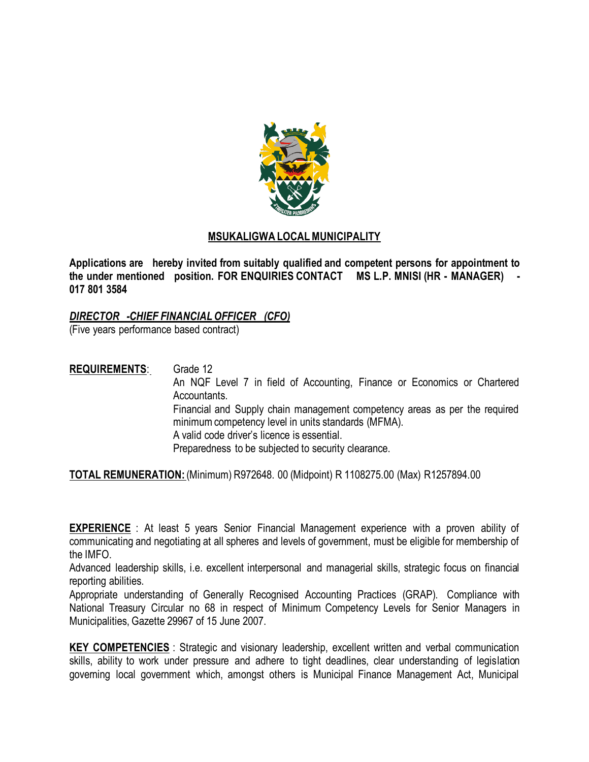## MSUKALIGWA LOCAL MUNICIPALITY

**Applications are hereby invited from suitably qualified and competent persons for appointment to the under mentioned position. FOR ENQUIRIES CONTACT MS L.P. MNISI (HR - MANAGER) - 017 801 3584**

### *DIRECTOR -CHIEF FINANCIAL OFFICER (CFO)*

(Five years performance based contract)

**REQUIREMENTS**:

Grade 12

An NQF Level 7 in field of Accounting, Finance or Economics or Chartered Accountants.

Financial and Supply chain management competency areas as per the required minimum competency level in units standards (MFMA).

A valid code driver's licence is essential.

Preparedness to be subjected to security clearance.

**TOTAL REMUNERATION:** (Minimum) R972648. 00 (Midpoint) R 1108275.00 (Max) R1257894.00

**EXPERIENCE** : At least 5 years Senior Financial Management experience with a proven ability of communicating and negotiating at all spheres and levels of government, must be eligible for membership of the IMFO.

Advanced leadership skills, i.e. excellent interpersonal and managerial skills, strategic focus on financial reporting abilities.

Appropriate understanding of Generally Recognised Accounting Practices (GRAP). Compliance with National Treasury Circular no 68 in respect of Minimum Competency Levels for Senior Managers in Municipalities, Gazette 29967 of 15 June 2007.

**KEY COMPETENCIES** : Strategic and visionary leadership, excellent written and verbal communication skills, ability to work under pressure and adhere to tight deadlines, clear understanding of legislation governing local government which, amongst others is Municipal Finance Management Act, Municipal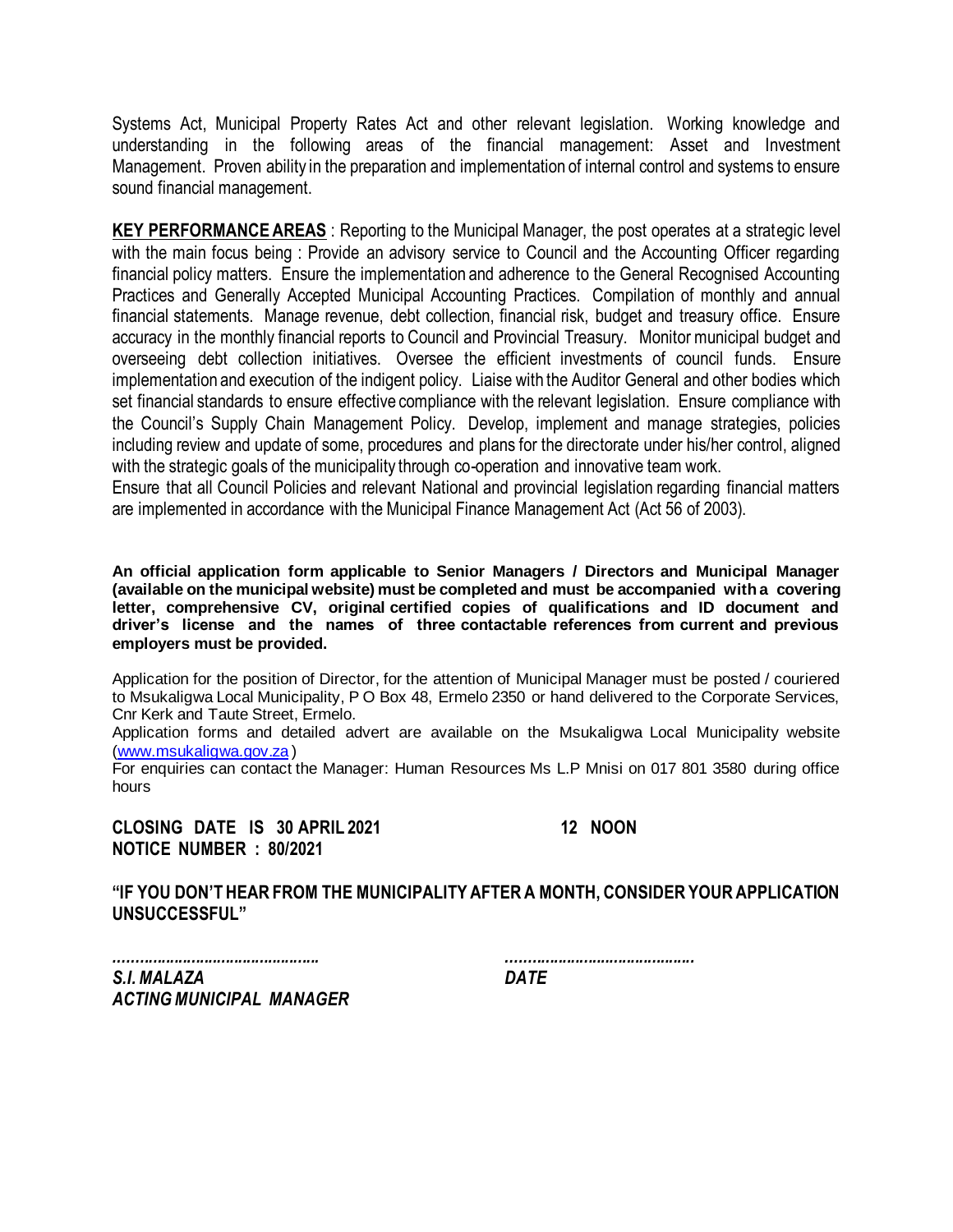Systems Act, Municipal Property Rates Act and other relevant legislation. Working knowledge and understanding in the following areas of the financial management: Asset and Investment Management. Proven ability in the preparation and implementation of internal control and systems to ensure sound financial management.

**KEY PERFORMANCE AREAS** : Reporting to the Municipal Manager, the post operates at a strategic level with the main focus being : Provide an advisory service to Council and the Accounting Officer regarding financial policy matters. Ensure the implementation and adherence to the General Recognised Accounting Practices and Generally Accepted Municipal Accounting Practices. Compilation of monthly and annual financial statements. Manage revenue, debt collection, financial risk, budget and treasury office. Ensure accuracy in the monthly financial reports to Council and Provincial Treasury. Monitor municipal budget and overseeing debt collection initiatives. Oversee the efficient investments of council funds. Ensure implementation and execution of the indigent policy. Liaise with the Auditor General and other bodies which set financial standards to ensure effective compliance with the relevant legislation. Ensure compliance with the Council's Supply Chain Management Policy. Develop, implement and manage strategies, policies including review and update of some, procedures and plans for the directorate under his/her control, aligned with the strategic goals of the municipality through co-operation and innovative team work.
Ensure that all Council Policies and relevant National and provincial legislation regarding financial matters are implemented in accordance with the Municipal Finance Management Act (Act 56 of 2003).

**An official application form applicable to Senior Managers / Directors and Municipal Manager (available on the municipal website) must be completed and must be accompanied with a covering letter, comprehensive CV, original certified copies of qualifications and ID document and driver's license and the names of three contactable references from current and previous employers must be provided.**

Application for the position of Director, for the attention of Municipal Manager must be posted / couriered to Msukaligwa Local Municipality, P O Box 48, Ermelo 2350 or hand delivered to the Corporate Services, Cnr Kerk and Taute Street, Ermelo.
Application forms and detailed advert are available on the Msukaligwa Local Municipality website (www.msukaligwa.gov.za)
For enquiries can contact the Manager: Human Resources Ms L.P Mnisi on 017 801 3580 during office hours

**CLOSING DATE IS 30 APRIL 2021 12 NOON**
**NOTICE NUMBER : 80/2021**

**"IF YOU DON'T HEAR FROM THE MUNICIPALITY AFTER A MONTH, CONSIDER YOUR APPLICATION UNSUCCESSFUL"**

*...............................................* *..........................................*
***S.I. MALAZA*** ***DATE***
***ACTING MUNICIPAL MANAGER***